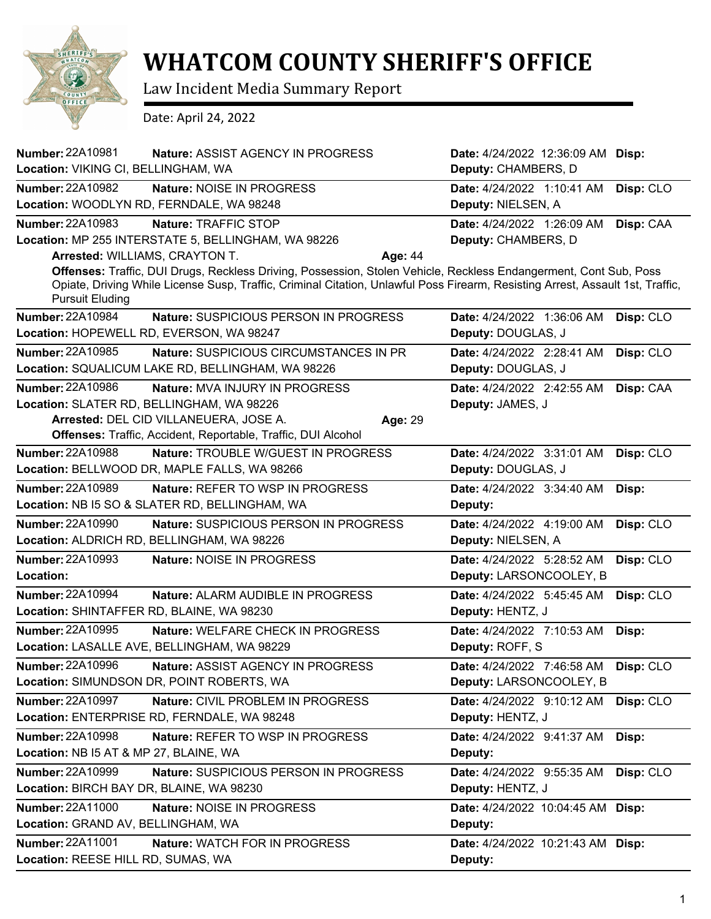# WHATCOM COUNTY SHERIFF'S OFFICE

Law Incident Media Summary Report

Date: April 24, 2022

**Number:** 22A10981 **Nature:** ASSIST AGENCY IN PROGRESS **Date:** 4/24/2022 12:36:09 AM **Disp:**
**Location:** VIKING CI, BELLINGHAM, WA **Deputy:** CHAMBERS, D

---

**Number:** 22A10982 **Nature:** NOISE IN PROGRESS **Date:** 4/24/2022 1:10:41 AM **Disp:** CLO
**Location:** WOODLYN RD, FERNDALE, WA 98248 **Deputy:** NIELSEN, A

---

**Number:** 22A10983 **Nature:** TRAFFIC STOP **Date:** 4/24/2022 1:26:09 AM **Disp:** CAA
**Location:** MP 255 INTERSTATE 5, BELLINGHAM, WA 98226 **Deputy:** CHAMBERS, D
**Arrested:** WILLIAMS, CRAYTON T. **Age:** 44
**Offenses:** Traffic, DUI Drugs, Reckless Driving, Possession, Stolen Vehicle, Reckless Endangerment, Cont Sub, Poss Opiate, Driving While License Susp, Traffic, Criminal Citation, Unlawful Poss Firearm, Resisting Arrest, Assault 1st, Traffic, Pursuit Eluding

---

**Number:** 22A10984 **Nature:** SUSPICIOUS PERSON IN PROGRESS **Date:** 4/24/2022 1:36:06 AM **Disp:** CLO
**Location:** HOPEWELL RD, EVERSON, WA 98247 **Deputy:** DOUGLAS, J

---

**Number:** 22A10985 **Nature:** SUSPICIOUS CIRCUMSTANCES IN PR **Date:** 4/24/2022 2:28:41 AM **Disp:** CLO
**Location:** SQUALICUM LAKE RD, BELLINGHAM, WA 98226 **Deputy:** DOUGLAS, J

---

**Number:** 22A10986 **Nature:** MVA INJURY IN PROGRESS **Date:** 4/24/2022 2:42:55 AM **Disp:** CAA
**Location:** SLATER RD, BELLINGHAM, WA 98226 **Deputy:** JAMES, J
**Arrested:** DEL CID VILLANEUERA, JOSE A. **Age:** 29
**Offenses:** Traffic, Accident, Reportable, Traffic, DUI Alcohol

---

**Number:** 22A10988 **Nature:** TROUBLE W/GUEST IN PROGRESS **Date:** 4/24/2022 3:31:01 AM **Disp:** CLO
**Location:** BELLWOOD DR, MAPLE FALLS, WA 98266 **Deputy:** DOUGLAS, J

---

**Number:** 22A10989 **Nature:** REFER TO WSP IN PROGRESS **Date:** 4/24/2022 3:34:40 AM **Disp:**
**Location:** NB I5 SO & SLATER RD, BELLINGHAM, WA **Deputy:**

---

**Number:** 22A10990 **Nature:** SUSPICIOUS PERSON IN PROGRESS **Date:** 4/24/2022 4:19:00 AM **Disp:** CLO
**Location:** ALDRICH RD, BELLINGHAM, WA 98226 **Deputy:** NIELSEN, A

---

**Number:** 22A10993 **Nature:** NOISE IN PROGRESS **Date:** 4/24/2022 5:28:52 AM **Disp:** CLO
**Location:** **Deputy:** LARSONCOOLEY, B

---

**Number:** 22A10994 **Nature:** ALARM AUDIBLE IN PROGRESS **Date:** 4/24/2022 5:45:45 AM **Disp:** CLO
**Location:** SHINTAFFER RD, BLAINE, WA 98230 **Deputy:** HENTZ, J

---

**Number:** 22A10995 **Nature:** WELFARE CHECK IN PROGRESS **Date:** 4/24/2022 7:10:53 AM **Disp:**
**Location:** LASALLE AVE, BELLINGHAM, WA 98229 **Deputy:** ROFF, S

---

**Number:** 22A10996 **Nature:** ASSIST AGENCY IN PROGRESS **Date:** 4/24/2022 7:46:58 AM **Disp:** CLO
**Location:** SIMUNDSON DR, POINT ROBERTS, WA **Deputy:** LARSONCOOLEY, B

---

**Number:** 22A10997 **Nature:** CIVIL PROBLEM IN PROGRESS **Date:** 4/24/2022 9:10:12 AM **Disp:** CLO
**Location:** ENTERPRISE RD, FERNDALE, WA 98248 **Deputy:** HENTZ, J

---

**Number:** 22A10998 **Nature:** REFER TO WSP IN PROGRESS **Date:** 4/24/2022 9:41:37 AM **Disp:**
**Location:** NB I5 AT & MP 27, BLAINE, WA **Deputy:**

---

**Number:** 22A10999 **Nature:** SUSPICIOUS PERSON IN PROGRESS **Date:** 4/24/2022 9:55:35 AM **Disp:** CLO
**Location:** BIRCH BAY DR, BLAINE, WA 98230 **Deputy:** HENTZ, J

---

**Number:** 22A11000 **Nature:** NOISE IN PROGRESS **Date:** 4/24/2022 10:04:45 AM **Disp:**
**Location:** GRAND AV, BELLINGHAM, WA **Deputy:**

---

**Number:** 22A11001 **Nature:** WATCH FOR IN PROGRESS **Date:** 4/24/2022 10:21:43 AM **Disp:**
**Location:** REESE HILL RD, SUMAS, WA **Deputy:**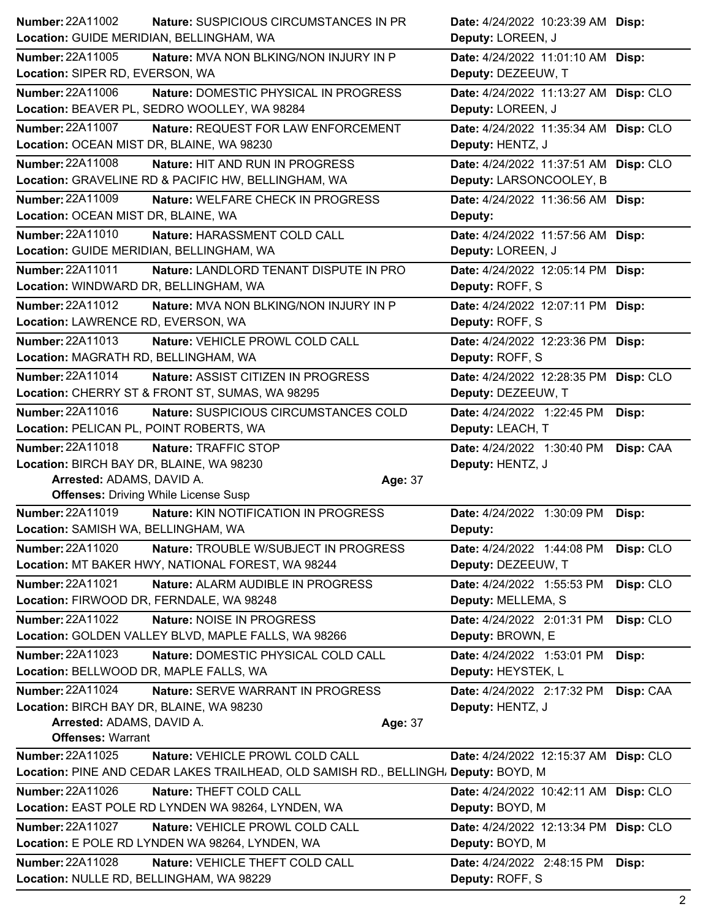**Number:** 22A11002 **Nature:** SUSPICIOUS CIRCUMSTANCES IN PR **Date:** 4/24/2022 10:23:39 AM **Disp:**
**Location:** GUIDE MERIDIAN, BELLINGHAM, WA **Deputy:** LOREEN, J

**Number:** 22A11005 **Nature:** MVA NON BLKING/NON INJURY IN P **Date:** 4/24/2022 11:01:10 AM **Disp:**
**Location:** SIPER RD, EVERSON, WA **Deputy:** DEZEEUW, T

**Number:** 22A11006 **Nature:** DOMESTIC PHYSICAL IN PROGRESS **Date:** 4/24/2022 11:13:27 AM **Disp:** CLO
**Location:** BEAVER PL, SEDRO WOOLLEY, WA 98284 **Deputy:** LOREEN, J

**Number:** 22A11007 **Nature:** REQUEST FOR LAW ENFORCEMENT **Date:** 4/24/2022 11:35:34 AM **Disp:** CLO
**Location:** OCEAN MIST DR, BLAINE, WA 98230 **Deputy:** HENTZ, J

**Number:** 22A11008 **Nature:** HIT AND RUN IN PROGRESS **Date:** 4/24/2022 11:37:51 AM **Disp:** CLO
**Location:** GRAVELINE RD & PACIFIC HW, BELLINGHAM, WA **Deputy:** LARSONCOOLEY, B

**Number:** 22A11009 **Nature:** WELFARE CHECK IN PROGRESS **Date:** 4/24/2022 11:36:56 AM **Disp:**
**Location:** OCEAN MIST DR, BLAINE, WA **Deputy:**

**Number:** 22A11010 **Nature:** HARASSMENT COLD CALL **Date:** 4/24/2022 11:57:56 AM **Disp:**
**Location:** GUIDE MERIDIAN, BELLINGHAM, WA **Deputy:** LOREEN, J

**Number:** 22A11011 **Nature:** LANDLORD TENANT DISPUTE IN PRO **Date:** 4/24/2022 12:05:14 PM **Disp:**
**Location:** WINDWARD DR, BELLINGHAM, WA **Deputy:** ROFF, S

**Number:** 22A11012 **Nature:** MVA NON BLKING/NON INJURY IN P **Date:** 4/24/2022 12:07:11 PM **Disp:**
**Location:** LAWRENCE RD, EVERSON, WA **Deputy:** ROFF, S

**Number:** 22A11013 **Nature:** VEHICLE PROWL COLD CALL **Date:** 4/24/2022 12:23:36 PM **Disp:**
**Location:** MAGRATH RD, BELLINGHAM, WA **Deputy:** ROFF, S

**Number:** 22A11014 **Nature:** ASSIST CITIZEN IN PROGRESS **Date:** 4/24/2022 12:28:35 PM **Disp:** CLO
**Location:** CHERRY ST & FRONT ST, SUMAS, WA 98295 **Deputy:** DEZEEUW, T

**Number:** 22A11016 **Nature:** SUSPICIOUS CIRCUMSTANCES COLD **Date:** 4/24/2022 1:22:45 PM **Disp:**
**Location:** PELICAN PL, POINT ROBERTS, WA **Deputy:** LEACH, T

**Number:** 22A11018 **Nature:** TRAFFIC STOP **Date:** 4/24/2022 1:30:40 PM **Disp:** CAA
**Location:** BIRCH BAY DR, BLAINE, WA 98230 **Deputy:** HENTZ, J
**Arrested:** ADAMS, DAVID A. **Age:** 37
**Offenses:** Driving While License Susp

**Number:** 22A11019 **Nature:** KIN NOTIFICATION IN PROGRESS **Date:** 4/24/2022 1:30:09 PM **Disp:**
**Location:** SAMISH WA, BELLINGHAM, WA **Deputy:**

**Number:** 22A11020 **Nature:** TROUBLE W/SUBJECT IN PROGRESS **Date:** 4/24/2022 1:44:08 PM **Disp:** CLO
**Location:** MT BAKER HWY, NATIONAL FOREST, WA 98244 **Deputy:** DEZEEUW, T

**Number:** 22A11021 **Nature:** ALARM AUDIBLE IN PROGRESS **Date:** 4/24/2022 1:55:53 PM **Disp:** CLO
**Location:** FIRWOOD DR, FERNDALE, WA 98248 **Deputy:** MELLEMA, S

**Number:** 22A11022 **Nature:** NOISE IN PROGRESS **Date:** 4/24/2022 2:01:31 PM **Disp:** CLO
**Location:** GOLDEN VALLEY BLVD, MAPLE FALLS, WA 98266 **Deputy:** BROWN, E

**Number:** 22A11023 **Nature:** DOMESTIC PHYSICAL COLD CALL **Date:** 4/24/2022 1:53:01 PM **Disp:**
**Location:** BELLWOOD DR, MAPLE FALLS, WA **Deputy:** HEYSTEK, L

**Number:** 22A11024 **Nature:** SERVE WARRANT IN PROGRESS **Date:** 4/24/2022 2:17:32 PM **Disp:** CAA
**Location:** BIRCH BAY DR, BLAINE, WA 98230 **Deputy:** HENTZ, J
**Arrested:** ADAMS, DAVID A. **Age:** 37
**Offenses:** Warrant

**Number:** 22A11025 **Nature:** VEHICLE PROWL COLD CALL **Date:** 4/24/2022 12:15:37 AM **Disp:** CLO
**Location:** PINE AND CEDAR LAKES TRAILHEAD, OLD SAMISH RD., BELLINGH/ **Deputy:** BOYD, M

**Number:** 22A11026 **Nature:** THEFT COLD CALL **Date:** 4/24/2022 10:42:11 AM **Disp:** CLO
**Location:** EAST POLE RD LYNDEN WA 98264, LYNDEN, WA **Deputy:** BOYD, M

**Number:** 22A11027 **Nature:** VEHICLE PROWL COLD CALL **Date:** 4/24/2022 12:13:34 PM **Disp:** CLO
**Location:** E POLE RD LYNDEN WA 98264, LYNDEN, WA **Deputy:** BOYD, M

**Number:** 22A11028 **Nature:** VEHICLE THEFT COLD CALL **Date:** 4/24/2022 2:48:15 PM **Disp:**
**Location:** NULLE RD, BELLINGHAM, WA 98229 **Deputy:** ROFF, S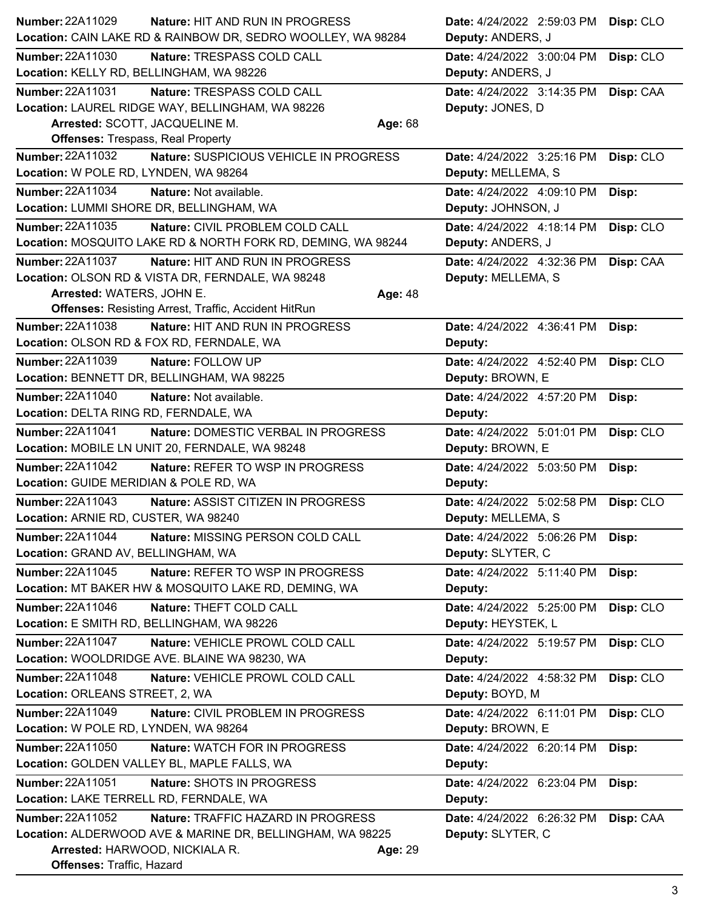**Number:** 22A11029 **Nature:** HIT AND RUN IN PROGRESS **Date:** 4/24/2022 2:59:03 PM **Disp:** CLO
**Location:** CAIN LAKE RD & RAINBOW DR, SEDRO WOOLLEY, WA 98284 **Deputy:** ANDERS, J

---

**Number:** 22A11030 **Nature:** TRESPASS COLD CALL **Date:** 4/24/2022 3:00:04 PM **Disp:** CLO
**Location:** KELLY RD, BELLINGHAM, WA 98226 **Deputy:** ANDERS, J

---

**Number:** 22A11031 **Nature:** TRESPASS COLD CALL **Date:** 4/24/2022 3:14:35 PM **Disp:** CAA
**Location:** LAUREL RIDGE WAY, BELLINGHAM, WA 98226 **Deputy:** JONES, D
**Arrested:** SCOTT, JACQUELINE M. **Age:** 68
**Offenses:** Trespass, Real Property

---

**Number:** 22A11032 **Nature:** SUSPICIOUS VEHICLE IN PROGRESS **Date:** 4/24/2022 3:25:16 PM **Disp:** CLO
**Location:** W POLE RD, LYNDEN, WA 98264 **Deputy:** MELLEMA, S

---

**Number:** 22A11034 **Nature:** Not available. **Date:** 4/24/2022 4:09:10 PM **Disp:**
**Location:** LUMMI SHORE DR, BELLINGHAM, WA **Deputy:** JOHNSON, J

---

**Number:** 22A11035 **Nature:** CIVIL PROBLEM COLD CALL **Date:** 4/24/2022 4:18:14 PM **Disp:** CLO
**Location:** MOSQUITO LAKE RD & NORTH FORK RD, DEMING, WA 98244 **Deputy:** ANDERS, J

---

**Number:** 22A11037 **Nature:** HIT AND RUN IN PROGRESS **Date:** 4/24/2022 4:32:36 PM **Disp:** CAA
**Location:** OLSON RD & VISTA DR, FERNDALE, WA 98248 **Deputy:** MELLEMA, S
**Arrested:** WATERS, JOHN E. **Age:** 48
**Offenses:** Resisting Arrest, Traffic, Accident HitRun

---

**Number:** 22A11038 **Nature:** HIT AND RUN IN PROGRESS **Date:** 4/24/2022 4:36:41 PM **Disp:**
**Location:** OLSON RD & FOX RD, FERNDALE, WA **Deputy:**

---

**Number:** 22A11039 **Nature:** FOLLOW UP **Date:** 4/24/2022 4:52:40 PM **Disp:** CLO
**Location:** BENNETT DR, BELLINGHAM, WA 98225 **Deputy:** BROWN, E

---

**Number:** 22A11040 **Nature:** Not available. **Date:** 4/24/2022 4:57:20 PM **Disp:**
**Location:** DELTA RING RD, FERNDALE, WA **Deputy:**

---

**Number:** 22A11041 **Nature:** DOMESTIC VERBAL IN PROGRESS **Date:** 4/24/2022 5:01:01 PM **Disp:** CLO
**Location:** MOBILE LN UNIT 20, FERNDALE, WA 98248 **Deputy:** BROWN, E

---

**Number:** 22A11042 **Nature:** REFER TO WSP IN PROGRESS **Date:** 4/24/2022 5:03:50 PM **Disp:**
**Location:** GUIDE MERIDIAN & POLE RD, WA **Deputy:**

---

**Number:** 22A11043 **Nature:** ASSIST CITIZEN IN PROGRESS **Date:** 4/24/2022 5:02:58 PM **Disp:** CLO
**Location:** ARNIE RD, CUSTER, WA 98240 **Deputy:** MELLEMA, S

---

**Number:** 22A11044 **Nature:** MISSING PERSON COLD CALL **Date:** 4/24/2022 5:06:26 PM **Disp:**
**Location:** GRAND AV, BELLINGHAM, WA **Deputy:** SLYTER, C

---

**Number:** 22A11045 **Nature:** REFER TO WSP IN PROGRESS **Date:** 4/24/2022 5:11:40 PM **Disp:**
**Location:** MT BAKER HW & MOSQUITO LAKE RD, DEMING, WA **Deputy:**

---

**Number:** 22A11046 **Nature:** THEFT COLD CALL **Date:** 4/24/2022 5:25:00 PM **Disp:** CLO
**Location:** E SMITH RD, BELLINGHAM, WA 98226 **Deputy:** HEYSTEK, L

---

**Number:** 22A11047 **Nature:** VEHICLE PROWL COLD CALL **Date:** 4/24/2022 5:19:57 PM **Disp:** CLO
**Location:** WOOLDRIDGE AVE. BLAINE WA 98230, WA **Deputy:**

---

**Number:** 22A11048 **Nature:** VEHICLE PROWL COLD CALL **Date:** 4/24/2022 4:58:32 PM **Disp:** CLO
**Location:** ORLEANS STREET, 2, WA **Deputy:** BOYD, M

---

**Number:** 22A11049 **Nature:** CIVIL PROBLEM IN PROGRESS **Date:** 4/24/2022 6:11:01 PM **Disp:** CLO
**Location:** W POLE RD, LYNDEN, WA 98264 **Deputy:** BROWN, E

---

**Number:** 22A11050 **Nature:** WATCH FOR IN PROGRESS **Date:** 4/24/2022 6:20:14 PM **Disp:**
**Location:** GOLDEN VALLEY BL, MAPLE FALLS, WA **Deputy:**

---

**Number:** 22A11051 **Nature:** SHOTS IN PROGRESS **Date:** 4/24/2022 6:23:04 PM **Disp:**
**Location:** LAKE TERRELL RD, FERNDALE, WA **Deputy:**

---

**Number:** 22A11052 **Nature:** TRAFFIC HAZARD IN PROGRESS **Date:** 4/24/2022 6:26:32 PM **Disp:** CAA
**Location:** ALDERWOOD AVE & MARINE DR, BELLINGHAM, WA 98225 **Deputy:** SLYTER, C
**Arrested:** HARWOOD, NICKIALA R. **Age:** 29
**Offenses:** Traffic, Hazard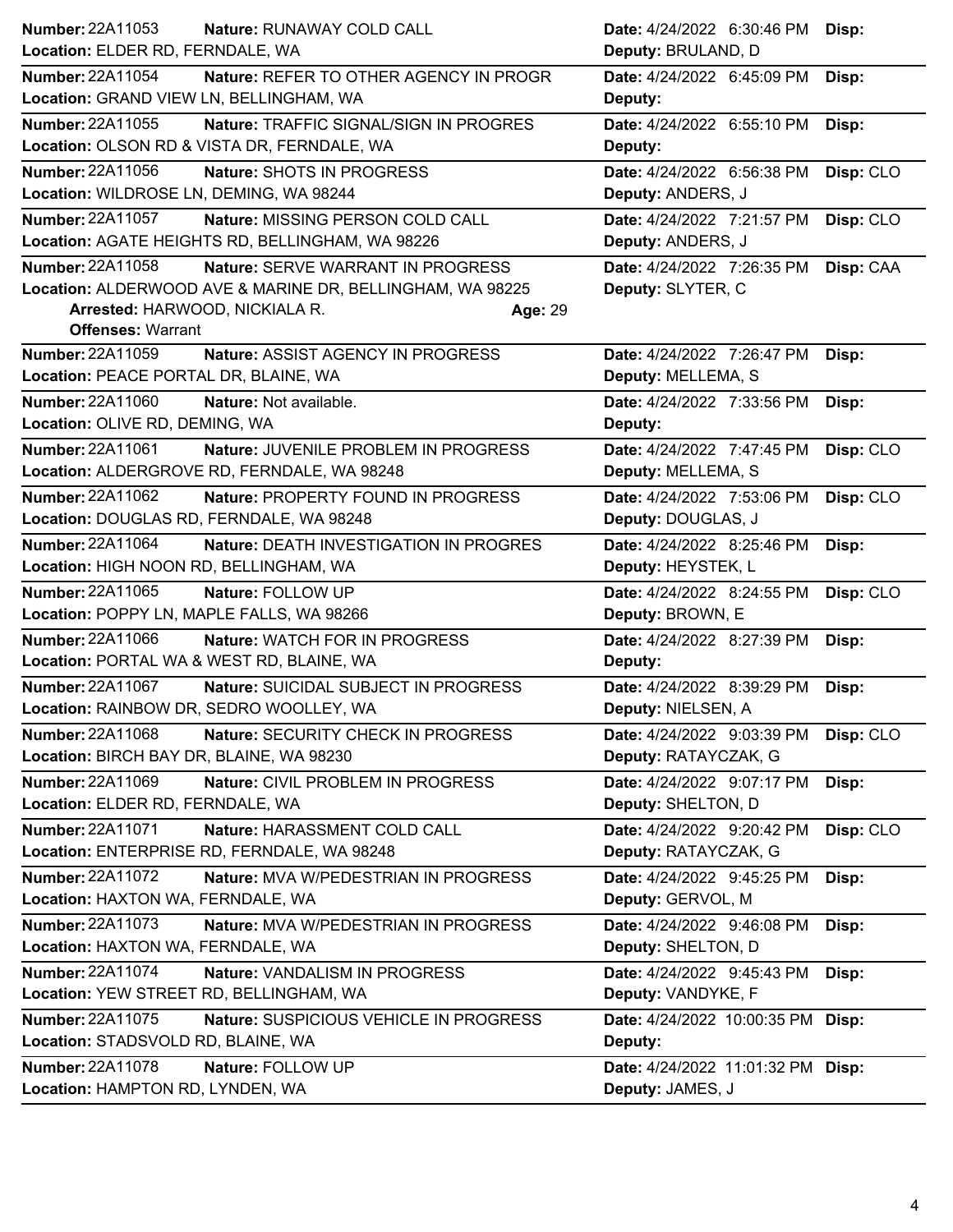**Number:** 22A11053 **Nature:** RUNAWAY COLD CALL **Date:** 4/24/2022 6:30:46 PM **Disp:**
**Location:** ELDER RD, FERNDALE, WA **Deputy:** BRULAND, D

---

**Number:** 22A11054 **Nature:** REFER TO OTHER AGENCY IN PROGR **Date:** 4/24/2022 6:45:09 PM **Disp:**
**Location:** GRAND VIEW LN, BELLINGHAM, WA **Deputy:**

---

**Number:** 22A11055 **Nature:** TRAFFIC SIGNAL/SIGN IN PROGRES **Date:** 4/24/2022 6:55:10 PM **Disp:**
**Location:** OLSON RD & VISTA DR, FERNDALE, WA **Deputy:**

---

**Number:** 22A11056 **Nature:** SHOTS IN PROGRESS **Date:** 4/24/2022 6:56:38 PM **Disp:** CLO
**Location:** WILDROSE LN, DEMING, WA 98244 **Deputy:** ANDERS, J

---

**Number:** 22A11057 **Nature:** MISSING PERSON COLD CALL **Date:** 4/24/2022 7:21:57 PM **Disp:** CLO
**Location:** AGATE HEIGHTS RD, BELLINGHAM, WA 98226 **Deputy:** ANDERS, J

---

**Number:** 22A11058 **Nature:** SERVE WARRANT IN PROGRESS **Date:** 4/24/2022 7:26:35 PM **Disp:** CAA
**Location:** ALDERWOOD AVE & MARINE DR, BELLINGHAM, WA 98225 **Deputy:** SLYTER, C
**Arrested:** HARWOOD, NICKIALA R. **Age:** 29
**Offenses:** Warrant

---

**Number:** 22A11059 **Nature:** ASSIST AGENCY IN PROGRESS **Date:** 4/24/2022 7:26:47 PM **Disp:**
**Location:** PEACE PORTAL DR, BLAINE, WA **Deputy:** MELLEMA, S

---

**Number:** 22A11060 **Nature:** Not available. **Date:** 4/24/2022 7:33:56 PM **Disp:**
**Location:** OLIVE RD, DEMING, WA **Deputy:**

---

**Number:** 22A11061 **Nature:** JUVENILE PROBLEM IN PROGRESS **Date:** 4/24/2022 7:47:45 PM **Disp:** CLO
**Location:** ALDERGROVE RD, FERNDALE, WA 98248 **Deputy:** MELLEMA, S

---

**Number:** 22A11062 **Nature:** PROPERTY FOUND IN PROGRESS **Date:** 4/24/2022 7:53:06 PM **Disp:** CLO
**Location:** DOUGLAS RD, FERNDALE, WA 98248 **Deputy:** DOUGLAS, J

---

**Number:** 22A11064 **Nature:** DEATH INVESTIGATION IN PROGRES **Date:** 4/24/2022 8:25:46 PM **Disp:**
**Location:** HIGH NOON RD, BELLINGHAM, WA **Deputy:** HEYSTEK, L

---

**Number:** 22A11065 **Nature:** FOLLOW UP **Date:** 4/24/2022 8:24:55 PM **Disp:** CLO
**Location:** POPPY LN, MAPLE FALLS, WA 98266 **Deputy:** BROWN, E

---

**Number:** 22A11066 **Nature:** WATCH FOR IN PROGRESS **Date:** 4/24/2022 8:27:39 PM **Disp:**
**Location:** PORTAL WA & WEST RD, BLAINE, WA **Deputy:**

---

**Number:** 22A11067 **Nature:** SUICIDAL SUBJECT IN PROGRESS **Date:** 4/24/2022 8:39:29 PM **Disp:**
**Location:** RAINBOW DR, SEDRO WOOLLEY, WA **Deputy:** NIELSEN, A

---

**Number:** 22A11068 **Nature:** SECURITY CHECK IN PROGRESS **Date:** 4/24/2022 9:03:39 PM **Disp:** CLO
**Location:** BIRCH BAY DR, BLAINE, WA 98230 **Deputy:** RATAYCZAK, G

---

**Number:** 22A11069 **Nature:** CIVIL PROBLEM IN PROGRESS **Date:** 4/24/2022 9:07:17 PM **Disp:**
**Location:** ELDER RD, FERNDALE, WA **Deputy:** SHELTON, D

---

**Number:** 22A11071 **Nature:** HARASSMENT COLD CALL **Date:** 4/24/2022 9:20:42 PM **Disp:** CLO
**Location:** ENTERPRISE RD, FERNDALE, WA 98248 **Deputy:** RATAYCZAK, G

---

**Number:** 22A11072 **Nature:** MVA W/PEDESTRIAN IN PROGRESS **Date:** 4/24/2022 9:45:25 PM **Disp:**
**Location:** HAXTON WA, FERNDALE, WA **Deputy:** GERVOL, M

---

**Number:** 22A11073 **Nature:** MVA W/PEDESTRIAN IN PROGRESS **Date:** 4/24/2022 9:46:08 PM **Disp:**
**Location:** HAXTON WA, FERNDALE, WA **Deputy:** SHELTON, D

---

**Number:** 22A11074 **Nature:** VANDALISM IN PROGRESS **Date:** 4/24/2022 9:45:43 PM **Disp:**
**Location:** YEW STREET RD, BELLINGHAM, WA **Deputy:** VANDYKE, F

---

**Number:** 22A11075 **Nature:** SUSPICIOUS VEHICLE IN PROGRESS **Date:** 4/24/2022 10:00:35 PM **Disp:**
**Location:** STADSVOLD RD, BLAINE, WA **Deputy:**

---

**Number:** 22A11078 **Nature:** FOLLOW UP **Date:** 4/24/2022 11:01:32 PM **Disp:**
**Location:** HAMPTON RD, LYNDEN, WA **Deputy:** JAMES, J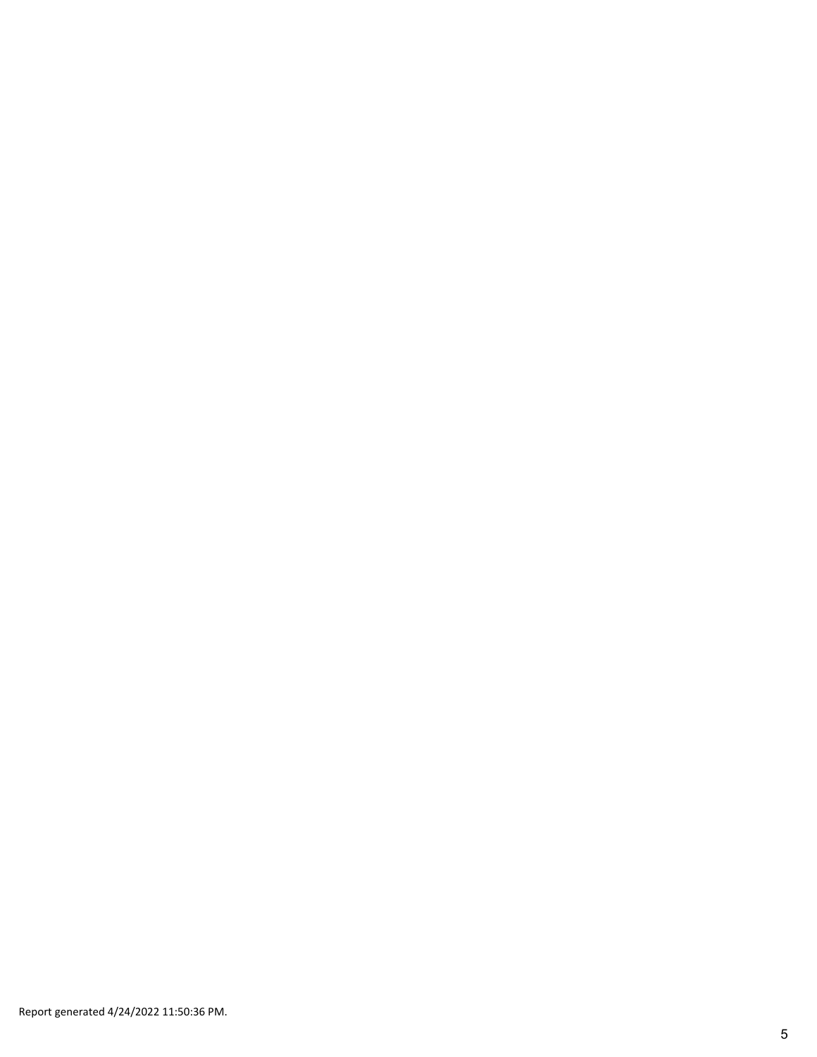Report generated 4/24/2022 11:50:36 PM.